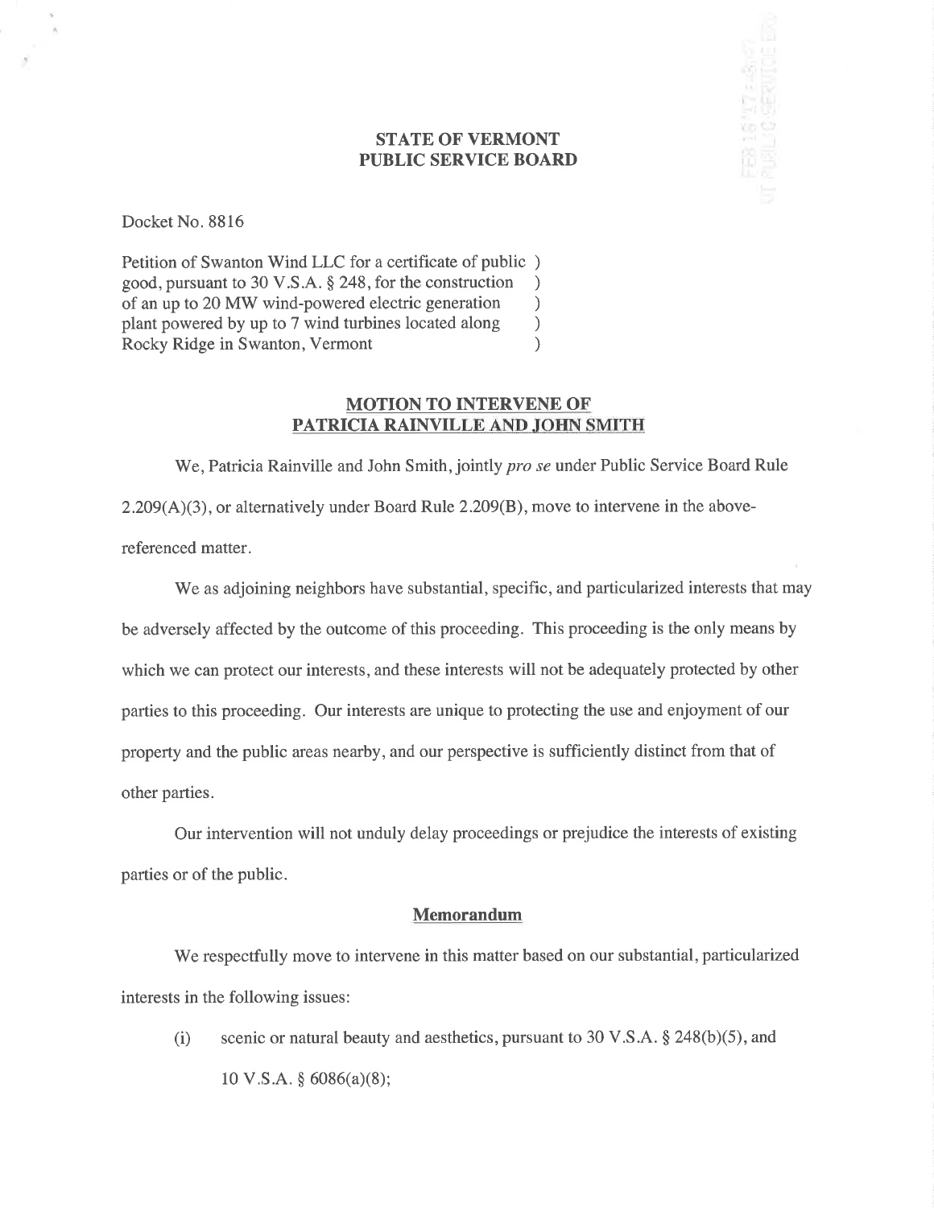**STATE OF VERMONT**
**PUBLIC SERVICE BOARD**

Docket No. 8816

Petition of Swanton Wind LLC for a certificate of public )
good, pursuant to 30 V.S.A. § 248, for the construction )
of an up to 20 MW wind-powered electric generation )
plant powered by up to 7 wind turbines located along )
Rocky Ridge in Swanton, Vermont )

**MOTION TO INTERVENE OF**
**PATRICIA RAINVILLE AND JOHN SMITH**

We, Patricia Rainville and John Smith, jointly *pro se* under Public Service Board Rule 2.209(A)(3), or alternatively under Board Rule 2.209(B), move to intervene in the above-referenced matter.

We as adjoining neighbors have substantial, specific, and particularized interests that may be adversely affected by the outcome of this proceeding. This proceeding is the only means by which we can protect our interests, and these interests will not be adequately protected by other parties to this proceeding. Our interests are unique to protecting the use and enjoyment of our property and the public areas nearby, and our perspective is sufficiently distinct from that of other parties.

Our intervention will not unduly delay proceedings or prejudice the interests of existing parties or of the public.

**Memorandum**

We respectfully move to intervene in this matter based on our substantial, particularized interests in the following issues:

(i) scenic or natural beauty and aesthetics, pursuant to 30 V.S.A. § 248(b)(5), and 10 V.S.A. § 6086(a)(8);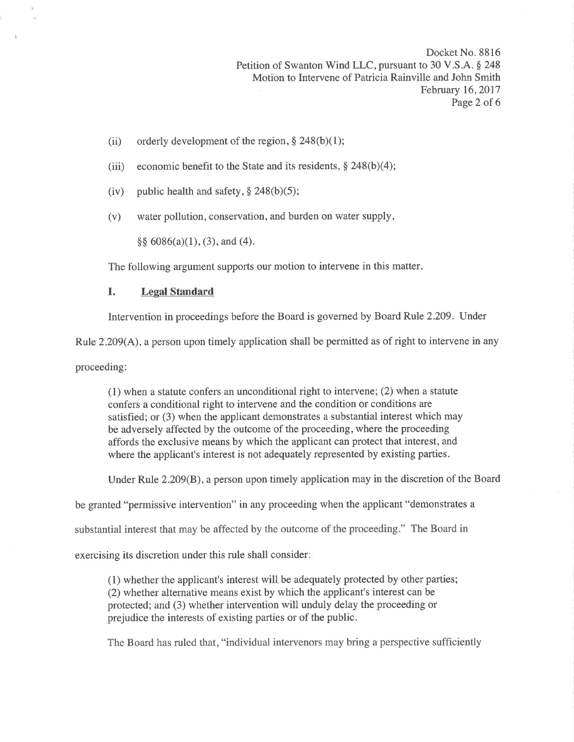(ii) orderly development of the region, § 248(b)(1);

(iii) economic benefit to the State and its residents, § 248(b)(4);

(iv) public health and safety, § 248(b)(5);

(v) water pollution, conservation, and burden on water supply,

§§ 6086(a)(1), (3), and (4).

The following argument supports our motion to intervene in this matter.

## I. Legal Standard

Intervention in proceedings before the Board is governed by Board Rule 2.209. Under Rule 2.209(A), a person upon timely application shall be permitted as of right to intervene in any proceeding:

> (1) when a statute confers an unconditional right to intervene; (2) when a statute confers a conditional right to intervene and the condition or conditions are satisfied; or (3) when the applicant demonstrates a substantial interest which may be adversely affected by the outcome of the proceeding, where the proceeding affords the exclusive means by which the applicant can protect that interest, and where the applicant's interest is not adequately represented by existing parties.

Under Rule 2.209(B), a person upon timely application may in the discretion of the Board be granted "permissive intervention" in any proceeding when the applicant "demonstrates a substantial interest that may be affected by the outcome of the proceeding." The Board in exercising its discretion under this rule shall consider:

> (1) whether the applicant's interest will be adequately protected by other parties; (2) whether alternative means exist by which the applicant's interest can be protected; and (3) whether intervention will unduly delay the proceeding or prejudice the interests of existing parties or of the public.

The Board has ruled that, "individual intervenors may bring a perspective sufficiently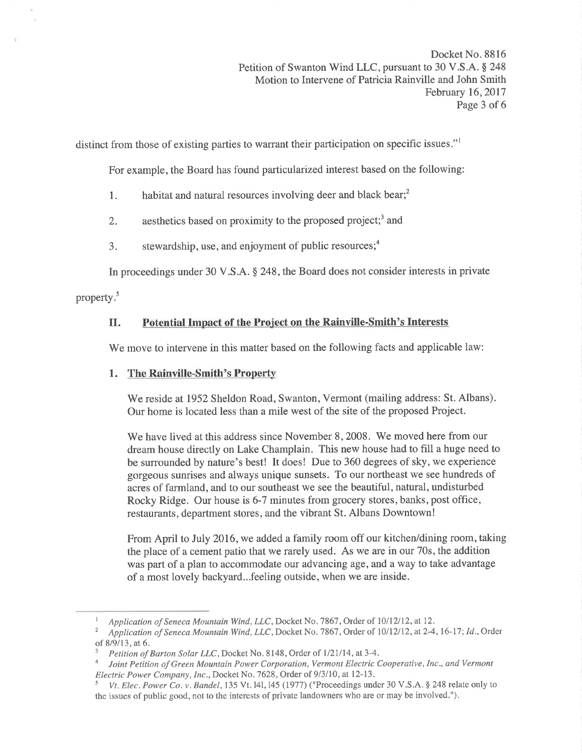distinct from those of existing parties to warrant their participation on specific issues."[1]

For example, the Board has found particularized interest based on the following:

1. habitat and natural resources involving deer and black bear;[2]
2. aesthetics based on proximity to the proposed project;[3] and
3. stewardship, use, and enjoyment of public resources;[4]

In proceedings under 30 V.S.A. § 248, the Board does not consider interests in private property.[5]

## II. Potential Impact of the Project on the Rainville-Smith's Interests

We move to intervene in this matter based on the following facts and applicable law:

### 1. The Rainville-Smith's Property

We reside at 1952 Sheldon Road, Swanton, Vermont (mailing address: St. Albans). Our home is located less than a mile west of the site of the proposed Project.

We have lived at this address since November 8, 2008. We moved here from our dream house directly on Lake Champlain. This new house had to fill a huge need to be surrounded by nature's best! It does! Due to 360 degrees of sky, we experience gorgeous sunrises and always unique sunsets. To our northeast we see hundreds of acres of farmland, and to our southeast we see the beautiful, natural, undisturbed Rocky Ridge. Our house is 6-7 minutes from grocery stores, banks, post office, restaurants, department stores, and the vibrant St. Albans Downtown!

From April to July 2016, we added a family room off our kitchen/dining room, taking the place of a cement patio that we rarely used. As we are in our 70s, the addition was part of a plan to accommodate our advancing age, and a way to take advantage of a most lovely backyard...feeling outside, when we are inside.

---

[1] *Application of Seneca Mountain Wind, LLC*, Docket No. 7867, Order of 10/12/12, at 12.

[2] *Application of Seneca Mountain Wind, LLC*, Docket No. 7867, Order of 10/12/12, at 2-4, 16-17; *Id.*, Order of 8/9/13, at 6.

[3] *Petition of Barton Solar LLC*, Docket No. 8148, Order of 1/21/14, at 3-4.

[4] *Joint Petition of Green Mountain Power Corporation, Vermont Electric Cooperative, Inc., and Vermont Electric Power Company, Inc.*, Docket No. 7628, Order of 9/3/10, at 12-13.

[5] *Vt. Elec. Power Co. v. Bandel*, 135 Vt. 141, 145 (1977) ("Proceedings under 30 V.S.A. § 248 relate only to the issues of public good, not to the interests of private landowners who are or may be involved.").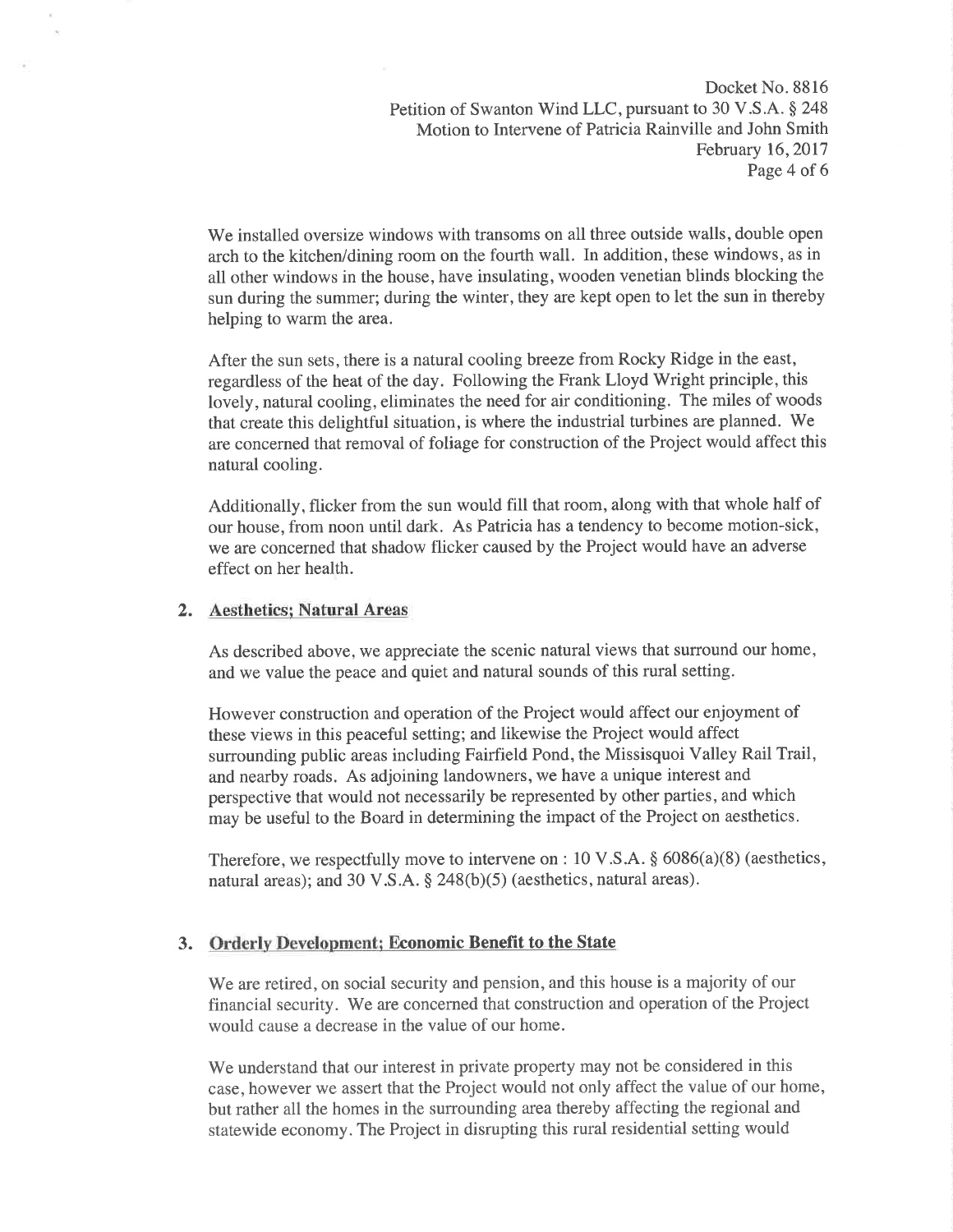We installed oversize windows with transoms on all three outside walls, double open arch to the kitchen/dining room on the fourth wall. In addition, these windows, as in all other windows in the house, have insulating, wooden venetian blinds blocking the sun during the summer; during the winter, they are kept open to let the sun in thereby helping to warm the area.

After the sun sets, there is a natural cooling breeze from Rocky Ridge in the east, regardless of the heat of the day. Following the Frank Lloyd Wright principle, this lovely, natural cooling, eliminates the need for air conditioning. The miles of woods that create this delightful situation, is where the industrial turbines are planned. We are concerned that removal of foliage for construction of the Project would affect this natural cooling.

Additionally, flicker from the sun would fill that room, along with that whole half of our house, from noon until dark. As Patricia has a tendency to become motion-sick, we are concerned that shadow flicker caused by the Project would have an adverse effect on her health.

## 2. Aesthetics; Natural Areas

As described above, we appreciate the scenic natural views that surround our home, and we value the peace and quiet and natural sounds of this rural setting.

However construction and operation of the Project would affect our enjoyment of these views in this peaceful setting; and likewise the Project would affect surrounding public areas including Fairfield Pond, the Missisquoi Valley Rail Trail, and nearby roads. As adjoining landowners, we have a unique interest and perspective that would not necessarily be represented by other parties, and which may be useful to the Board in determining the impact of the Project on aesthetics.

Therefore, we respectfully move to intervene on : 10 V.S.A. § 6086(a)(8) (aesthetics, natural areas); and 30 V.S.A. § 248(b)(5) (aesthetics, natural areas).

## 3. Orderly Development; Economic Benefit to the State

We are retired, on social security and pension, and this house is a majority of our financial security. We are concerned that construction and operation of the Project would cause a decrease in the value of our home.

We understand that our interest in private property may not be considered in this case, however we assert that the Project would not only affect the value of our home, but rather all the homes in the surrounding area thereby affecting the regional and statewide economy. The Project in disrupting this rural residential setting would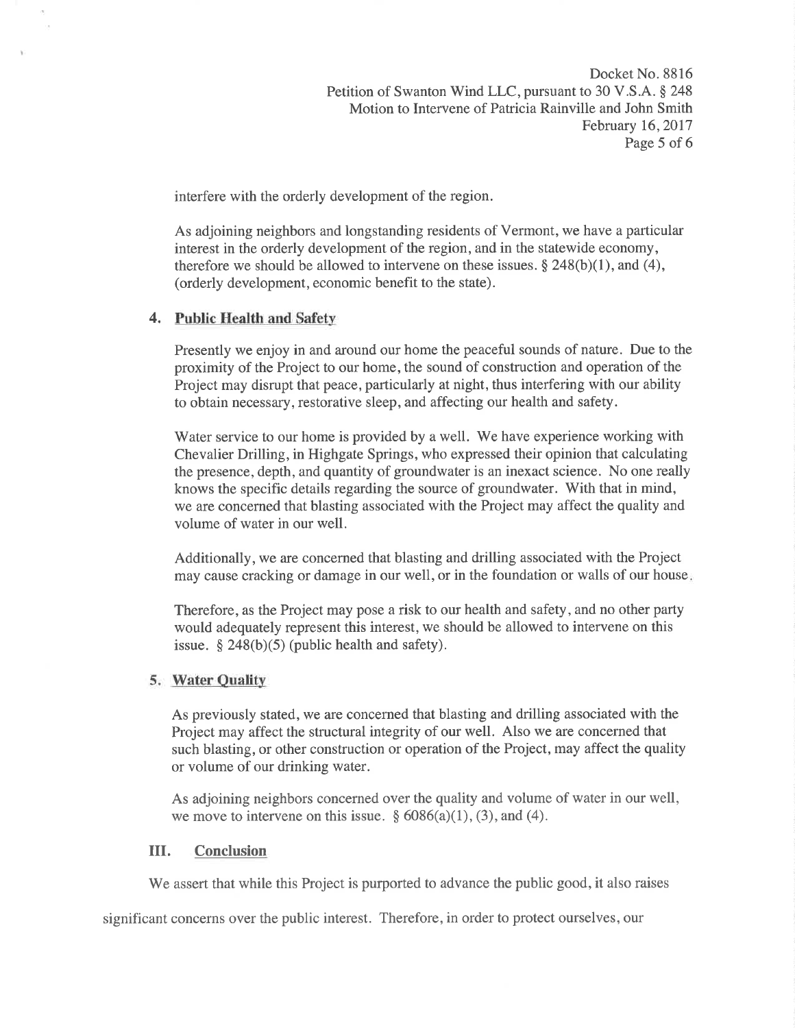interfere with the orderly development of the region.

As adjoining neighbors and longstanding residents of Vermont, we have a particular interest in the orderly development of the region, and in the statewide economy, therefore we should be allowed to intervene on these issues. § 248(b)(1), and (4), (orderly development, economic benefit to the state).

## 4. Public Health and Safety

Presently we enjoy in and around our home the peaceful sounds of nature. Due to the proximity of the Project to our home, the sound of construction and operation of the Project may disrupt that peace, particularly at night, thus interfering with our ability to obtain necessary, restorative sleep, and affecting our health and safety.

Water service to our home is provided by a well. We have experience working with Chevalier Drilling, in Highgate Springs, who expressed their opinion that calculating the presence, depth, and quantity of groundwater is an inexact science. No one really knows the specific details regarding the source of groundwater. With that in mind, we are concerned that blasting associated with the Project may affect the quality and volume of water in our well.

Additionally, we are concerned that blasting and drilling associated with the Project may cause cracking or damage in our well, or in the foundation or walls of our house.

Therefore, as the Project may pose a risk to our health and safety, and no other party would adequately represent this interest, we should be allowed to intervene on this issue. § 248(b)(5) (public health and safety).

## 5. Water Quality

As previously stated, we are concerned that blasting and drilling associated with the Project may affect the structural integrity of our well. Also we are concerned that such blasting, or other construction or operation of the Project, may affect the quality or volume of our drinking water.

As adjoining neighbors concerned over the quality and volume of water in our well, we move to intervene on this issue. § 6086(a)(1), (3), and (4).

## III. Conclusion

We assert that while this Project is purported to advance the public good, it also raises significant concerns over the public interest. Therefore, in order to protect ourselves, our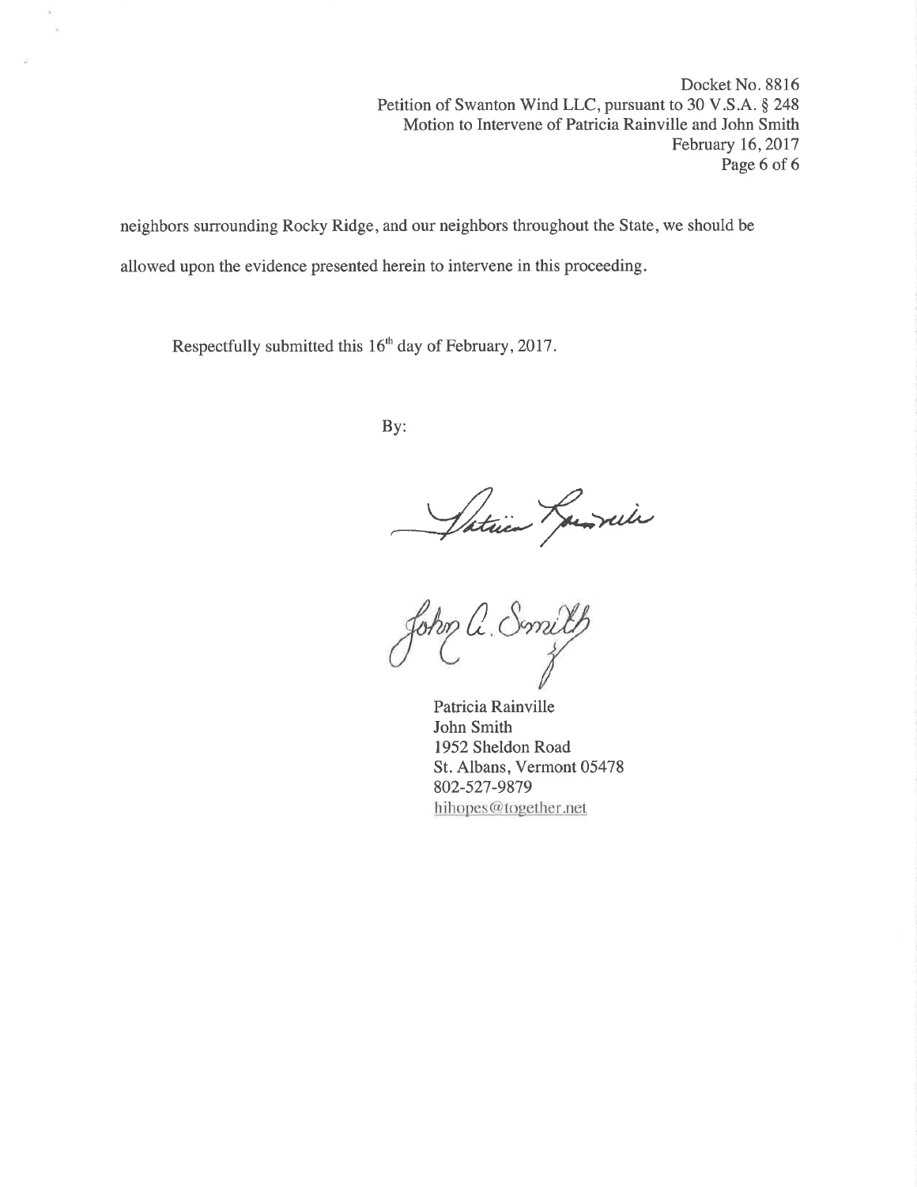neighbors surrounding Rocky Ridge, and our neighbors throughout the State, we should be allowed upon the evidence presented herein to intervene in this proceeding.

Respectfully submitted this 16th day of February, 2017.

By:

Patricia Rainville
John Smith
1952 Sheldon Road
St. Albans, Vermont 05478
802-527-9879
hihopes@together.net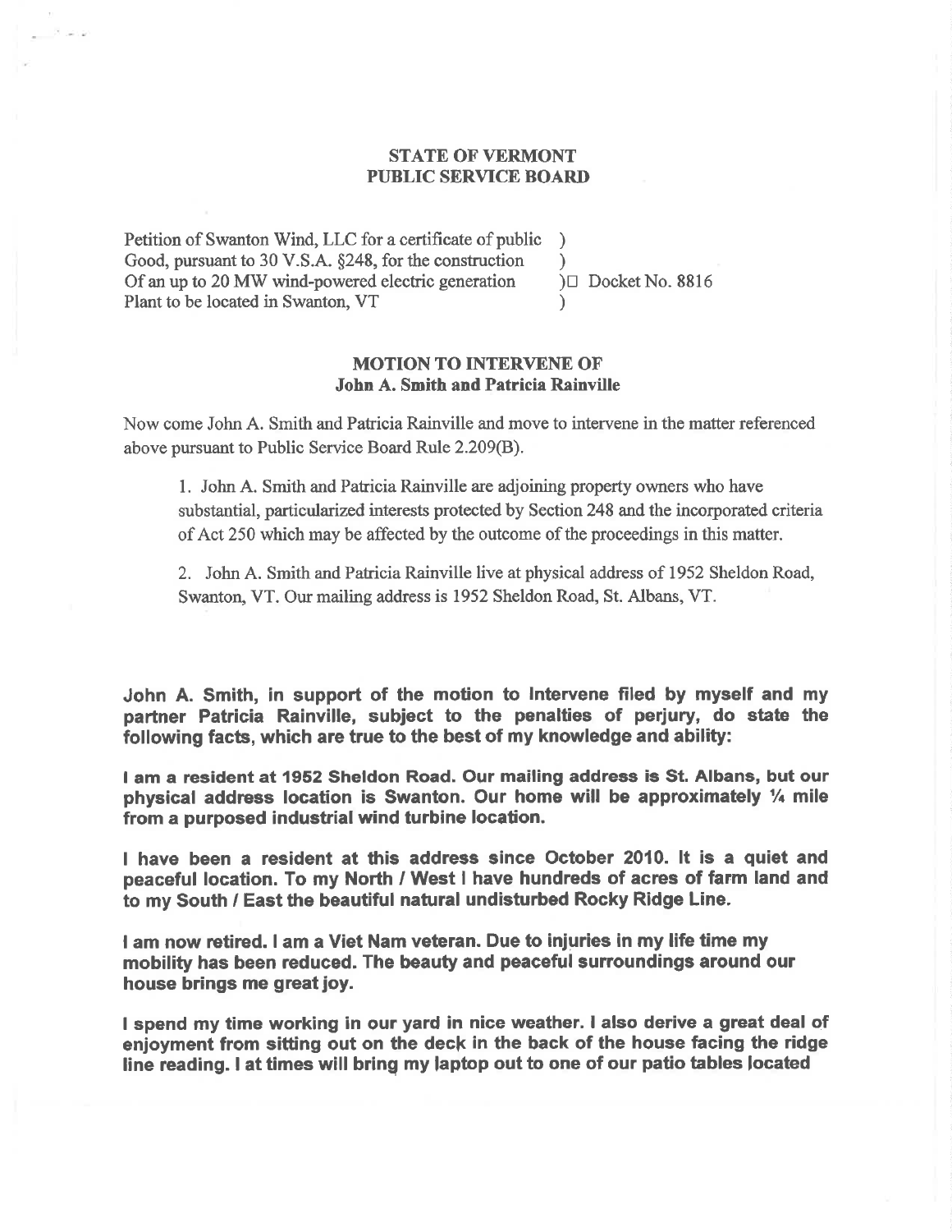**STATE OF VERMONT**
**PUBLIC SERVICE BOARD**

Petition of Swanton Wind, LLC for a certificate of public )
Good, pursuant to 30 V.S.A. §248, for the construction )
Of an up to 20 MW wind-powered electric generation ) Docket No. 8816
Plant to be located in Swanton, VT )

**MOTION TO INTERVENE OF**
**John A. Smith and Patricia Rainville**

Now come John A. Smith and Patricia Rainville and move to intervene in the matter referenced above pursuant to Public Service Board Rule 2.209(B).

1. John A. Smith and Patricia Rainville are adjoining property owners who have substantial, particularized interests protected by Section 248 and the incorporated criteria of Act 250 which may be affected by the outcome of the proceedings in this matter.

2. John A. Smith and Patricia Rainville live at physical address of 1952 Sheldon Road, Swanton, VT. Our mailing address is 1952 Sheldon Road, St. Albans, VT.

**John A. Smith, in support of the motion to Intervene filed by myself and my partner Patricia Rainville, subject to the penalties of perjury, do state the following facts, which are true to the best of my knowledge and ability:**

**I am a resident at 1952 Sheldon Road. Our mailing address is St. Albans, but our physical address location is Swanton. Our home will be approximately ¼ mile from a purposed industrial wind turbine location.**

**I have been a resident at this address since October 2010. It is a quiet and peaceful location. To my North / West I have hundreds of acres of farm land and to my South / East the beautiful natural undisturbed Rocky Ridge Line.**

**I am now retired. I am a Viet Nam veteran. Due to injuries in my life time my mobility has been reduced. The beauty and peaceful surroundings around our house brings me great joy.**

**I spend my time working in our yard in nice weather. I also derive a great deal of enjoyment from sitting out on the deck in the back of the house facing the ridge line reading. I at times will bring my laptop out to one of our patio tables located**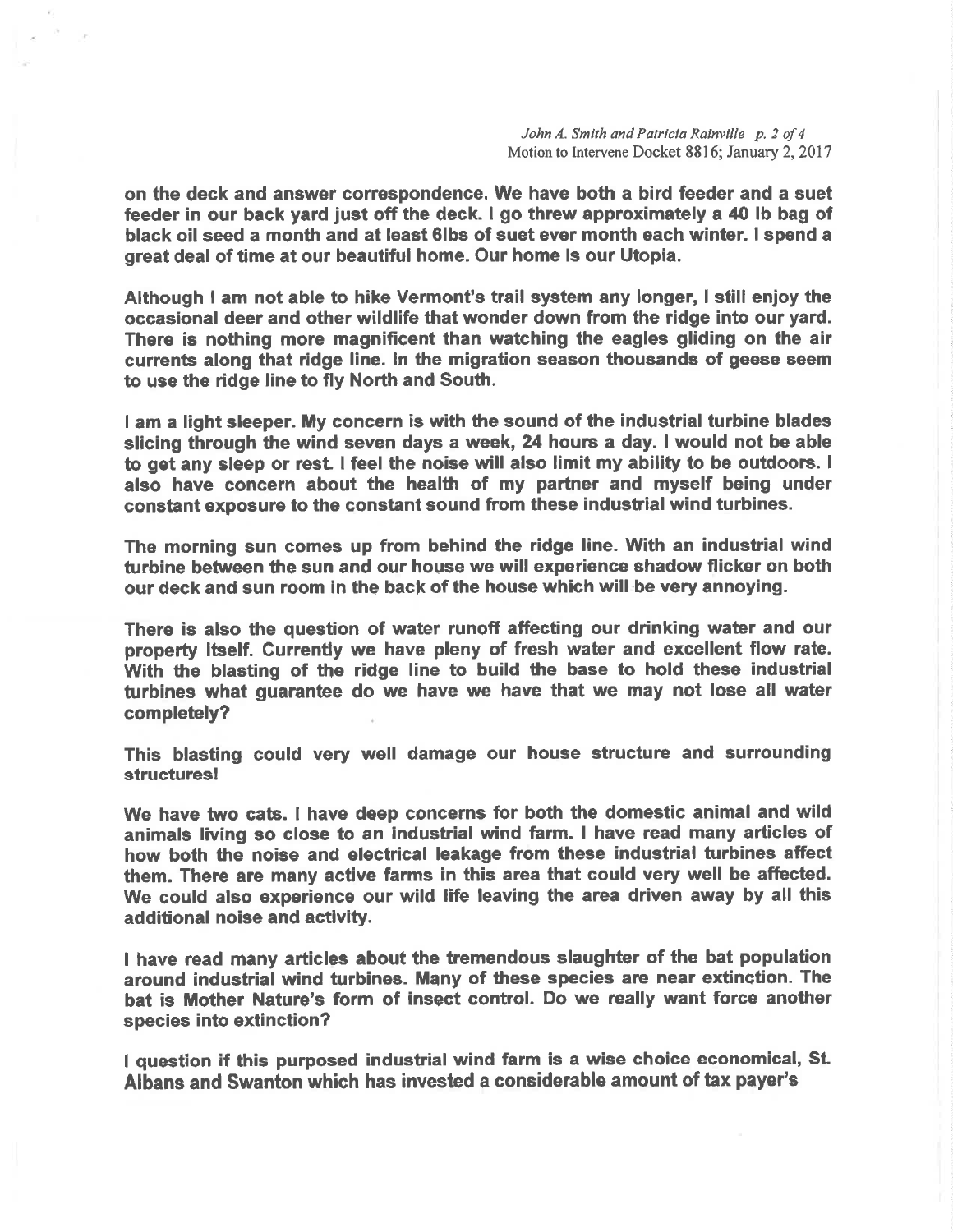**on the deck and answer correspondence. We have both a bird feeder and a suet feeder in our back yard just off the deck. I go threw approximately a 40 lb bag of black oil seed a month and at least 6lbs of suet ever month each winter. I spend a great deal of time at our beautiful home. Our home is our Utopia.**

**Although I am not able to hike Vermont's trail system any longer, I still enjoy the occasional deer and other wildlife that wonder down from the ridge into our yard. There is nothing more magnificent than watching the eagles gliding on the air currents along that ridge line. In the migration season thousands of geese seem to use the ridge line to fly North and South.**

**I am a light sleeper. My concern is with the sound of the industrial turbine blades slicing through the wind seven days a week, 24 hours a day. I would not be able to get any sleep or rest. I feel the noise will also limit my ability to be outdoors. I also have concern about the health of my partner and myself being under constant exposure to the constant sound from these industrial wind turbines.**

**The morning sun comes up from behind the ridge line. With an industrial wind turbine between the sun and our house we will experience shadow flicker on both our deck and sun room in the back of the house which will be very annoying.**

**There is also the question of water runoff affecting our drinking water and our property itself. Currently we have pleny of fresh water and excellent flow rate. With the blasting of the ridge line to build the base to hold these industrial turbines what guarantee do we have we have that we may not lose all water completely?**

**This blasting could very well damage our house structure and surrounding structures!**

**We have two cats. I have deep concerns for both the domestic animal and wild animals living so close to an industrial wind farm. I have read many articles of how both the noise and electrical leakage from these industrial turbines affect them. There are many active farms in this area that could very well be affected. We could also experience our wild life leaving the area driven away by all this additional noise and activity.**

**I have read many articles about the tremendous slaughter of the bat population around industrial wind turbines. Many of these species are near extinction. The bat is Mother Nature's form of insect control. Do we really want force another species into extinction?**

**I question if this purposed industrial wind farm is a wise choice economical, St. Albans and Swanton which has invested a considerable amount of tax payer's**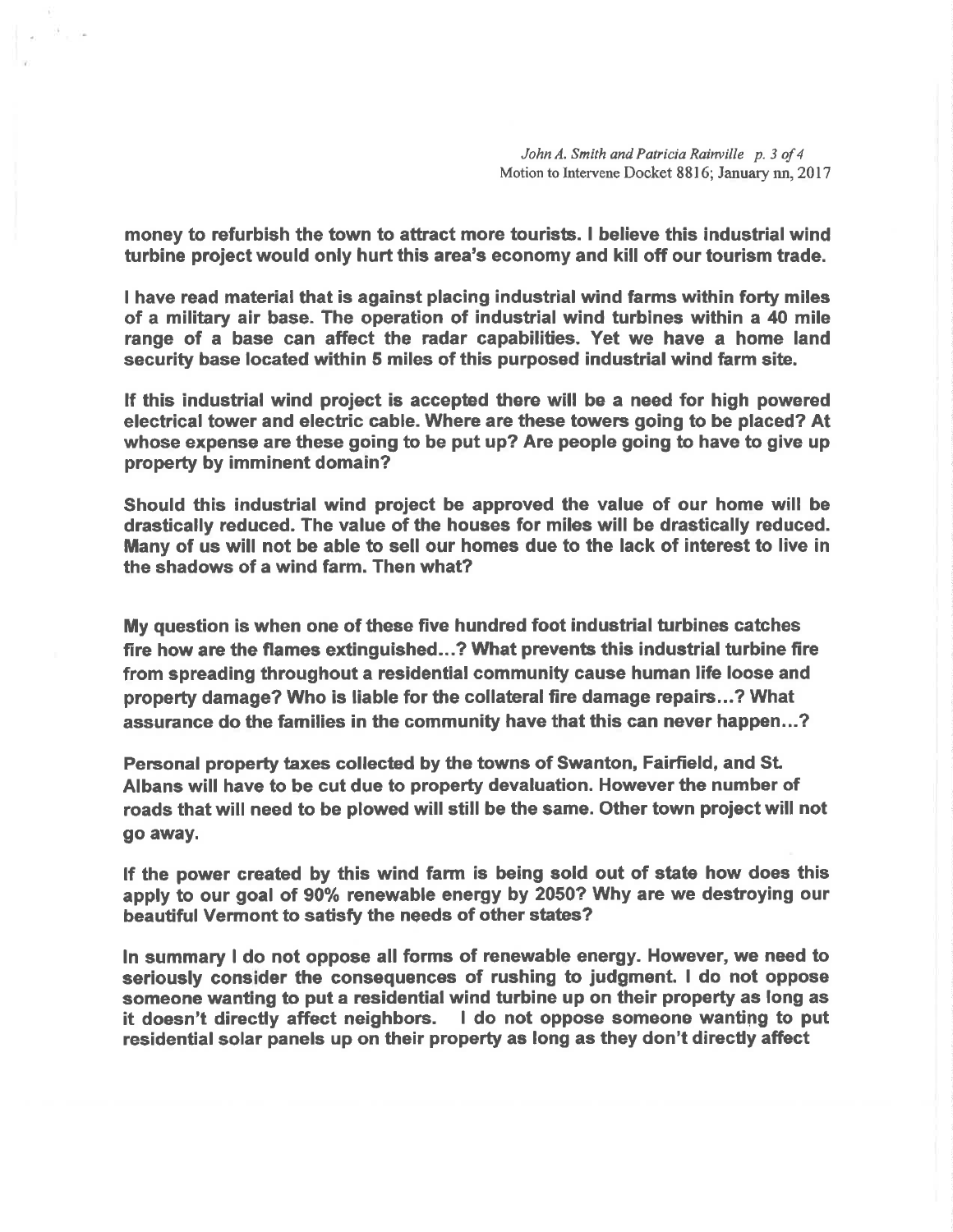**money to refurbish the town to attract more tourists. I believe this industrial wind turbine project would only hurt this area's economy and kill off our tourism trade.**

**I have read material that is against placing industrial wind farms within forty miles of a military air base. The operation of industrial wind turbines within a 40 mile range of a base can affect the radar capabilities. Yet we have a home land security base located within 5 miles of this purposed industrial wind farm site.**

**If this industrial wind project is accepted there will be a need for high powered electrical tower and electric cable. Where are these towers going to be placed? At whose expense are these going to be put up? Are people going to have to give up property by imminent domain?**

**Should this industrial wind project be approved the value of our home will be drastically reduced. The value of the houses for miles will be drastically reduced. Many of us will not be able to sell our homes due to the lack of interest to live in the shadows of a wind farm. Then what?**

**My question is when one of these five hundred foot industrial turbines catches fire how are the flames extinguished...? What prevents this industrial turbine fire from spreading throughout a residential community cause human life loose and property damage? Who is liable for the collateral fire damage repairs...? What assurance do the families in the community have that this can never happen...?**

**Personal property taxes collected by the towns of Swanton, Fairfield, and St. Albans will have to be cut due to property devaluation. However the number of roads that will need to be plowed will still be the same. Other town project will not go away.**

**If the power created by this wind farm is being sold out of state how does this apply to our goal of 90% renewable energy by 2050? Why are we destroying our beautiful Vermont to satisfy the needs of other states?**

**In summary I do not oppose all forms of renewable energy. However, we need to seriously consider the consequences of rushing to judgment. I do not oppose someone wanting to put a residential wind turbine up on their property as long as it doesn't directly affect neighbors. I do not oppose someone wanting to put residential solar panels up on their property as long as they don't directly affect**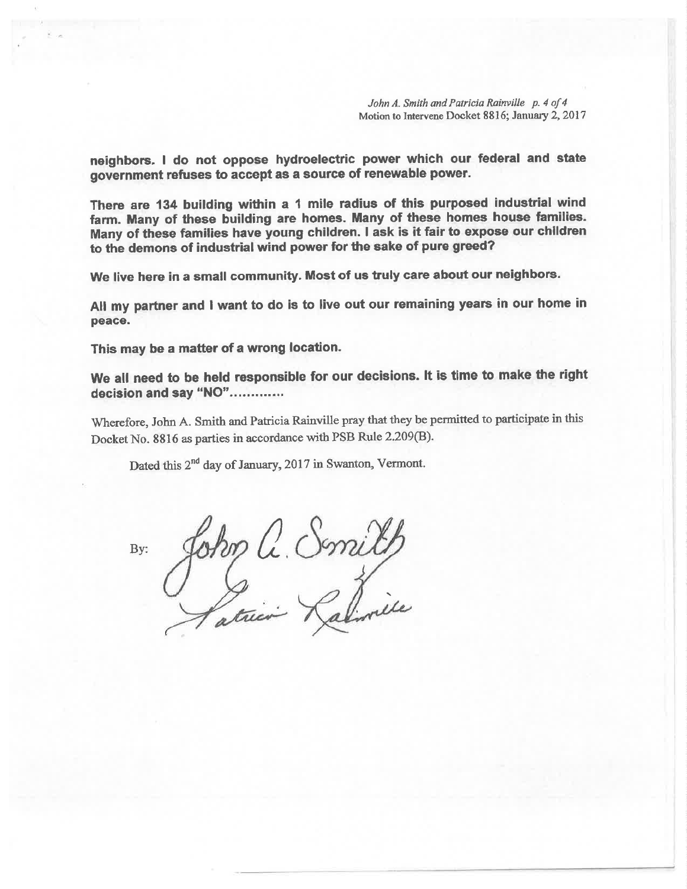**neighbors. I do not oppose hydroelectric power which our federal and state government refuses to accept as a source of renewable power.**

**There are 134 building within a 1 mile radius of this purposed industrial wind farm. Many of these building are homes. Many of these homes house families. Many of these families have young children. I ask is it fair to expose our children to the demons of industrial wind power for the sake of pure greed?**

**We live here in a small community. Most of us truly care about our neighbors.**

**All my partner and I want to do is to live out our remaining years in our home in peace.**

**This may be a matter of a wrong location.**

**We all need to be held responsible for our decisions. It is time to make the right decision and say "NO"............**

Wherefore, John A. Smith and Patricia Rainville pray that they be permitted to participate in this Docket No. 8816 as parties in accordance with PSB Rule 2.209(B).

Dated this 2nd day of January, 2017 in Swanton, Vermont.

By: John A. Smith
Patricia Rainville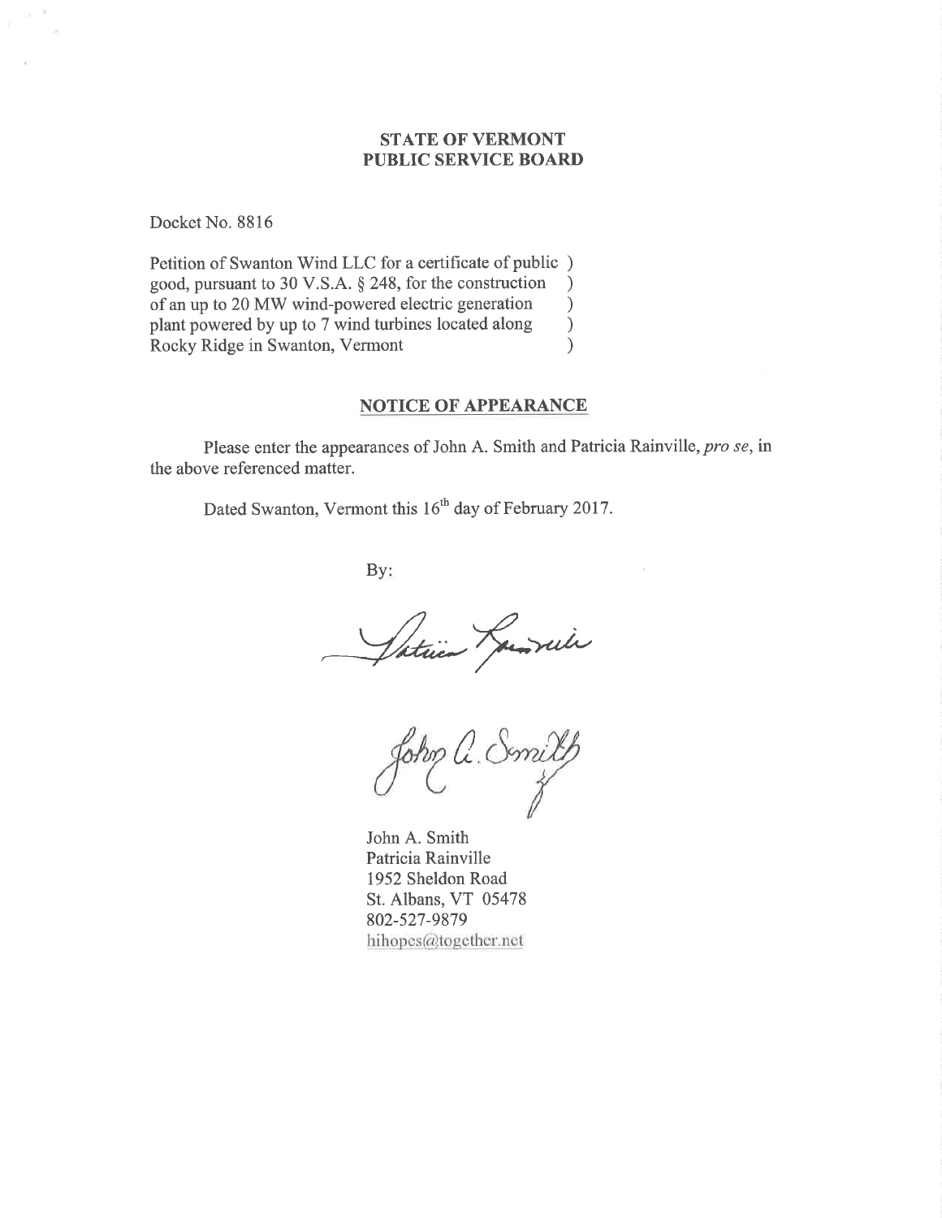**STATE OF VERMONT**
**PUBLIC SERVICE BOARD**

Docket No. 8816

Petition of Swanton Wind LLC for a certificate of public )
good, pursuant to 30 V.S.A. § 248, for the construction )
of an up to 20 MW wind-powered electric generation )
plant powered by up to 7 wind turbines located along )
Rocky Ridge in Swanton, Vermont )

**NOTICE OF APPEARANCE**

Please enter the appearances of John A. Smith and Patricia Rainville, *pro se*, in the above referenced matter.

Dated Swanton, Vermont this 16th day of February 2017.

By:

Patricia Rainville

John A. Smith

John A. Smith
Patricia Rainville
1952 Sheldon Road
St. Albans, VT 05478
802-527-9879
hihopes@together.net